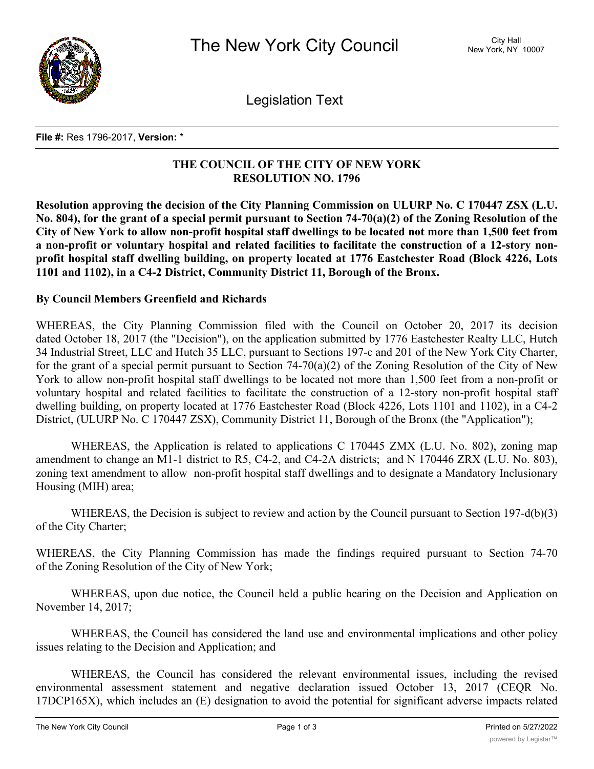**File #:** Res 1796-2017, **Version:** *

**THE COUNCIL OF THE CITY OF NEW YORK**
**RESOLUTION NO. 1796**

**Resolution approving the decision of the City Planning Commission on ULURP No. C 170447 ZSX (L.U. No. 804), for the grant of a special permit pursuant to Section 74-70(a)(2) of the Zoning Resolution of the City of New York to allow non-profit hospital staff dwellings to be located not more than 1,500 feet from a non-profit or voluntary hospital and related facilities to facilitate the construction of a 12-story non-profit hospital staff dwelling building, on property located at 1776 Eastchester Road (Block 4226, Lots 1101 and 1102), in a C4-2 District, Community District 11, Borough of the Bronx.**

**By Council Members Greenfield and Richards**

WHEREAS, the City Planning Commission filed with the Council on October 20, 2017 its decision dated October 18, 2017 (the "Decision"), on the application submitted by 1776 Eastchester Realty LLC, Hutch 34 Industrial Street, LLC and Hutch 35 LLC, pursuant to Sections 197-c and 201 of the New York City Charter, for the grant of a special permit pursuant to Section 74-70(a)(2) of the Zoning Resolution of the City of New York to allow non-profit hospital staff dwellings to be located not more than 1,500 feet from a non-profit or voluntary hospital and related facilities to facilitate the construction of a 12-story non-profit hospital staff dwelling building, on property located at 1776 Eastchester Road (Block 4226, Lots 1101 and 1102), in a C4-2 District, (ULURP No. C 170447 ZSX), Community District 11, Borough of the Bronx (the "Application");

WHEREAS, the Application is related to applications C 170445 ZMX (L.U. No. 802), zoning map amendment to change an M1-1 district to R5, C4-2, and C4-2A districts; and N 170446 ZRX (L.U. No. 803), zoning text amendment to allow non-profit hospital staff dwellings and to designate a Mandatory Inclusionary Housing (MIH) area;

WHEREAS, the Decision is subject to review and action by the Council pursuant to Section 197-d(b)(3) of the City Charter;

WHEREAS, the City Planning Commission has made the findings required pursuant to Section 74-70 of the Zoning Resolution of the City of New York;

WHEREAS, upon due notice, the Council held a public hearing on the Decision and Application on November 14, 2017;

WHEREAS, the Council has considered the land use and environmental implications and other policy issues relating to the Decision and Application; and

WHEREAS, the Council has considered the relevant environmental issues, including the revised environmental assessment statement and negative declaration issued October 13, 2017 (CEQR No. 17DCP165X), which includes an (E) designation to avoid the potential for significant adverse impacts related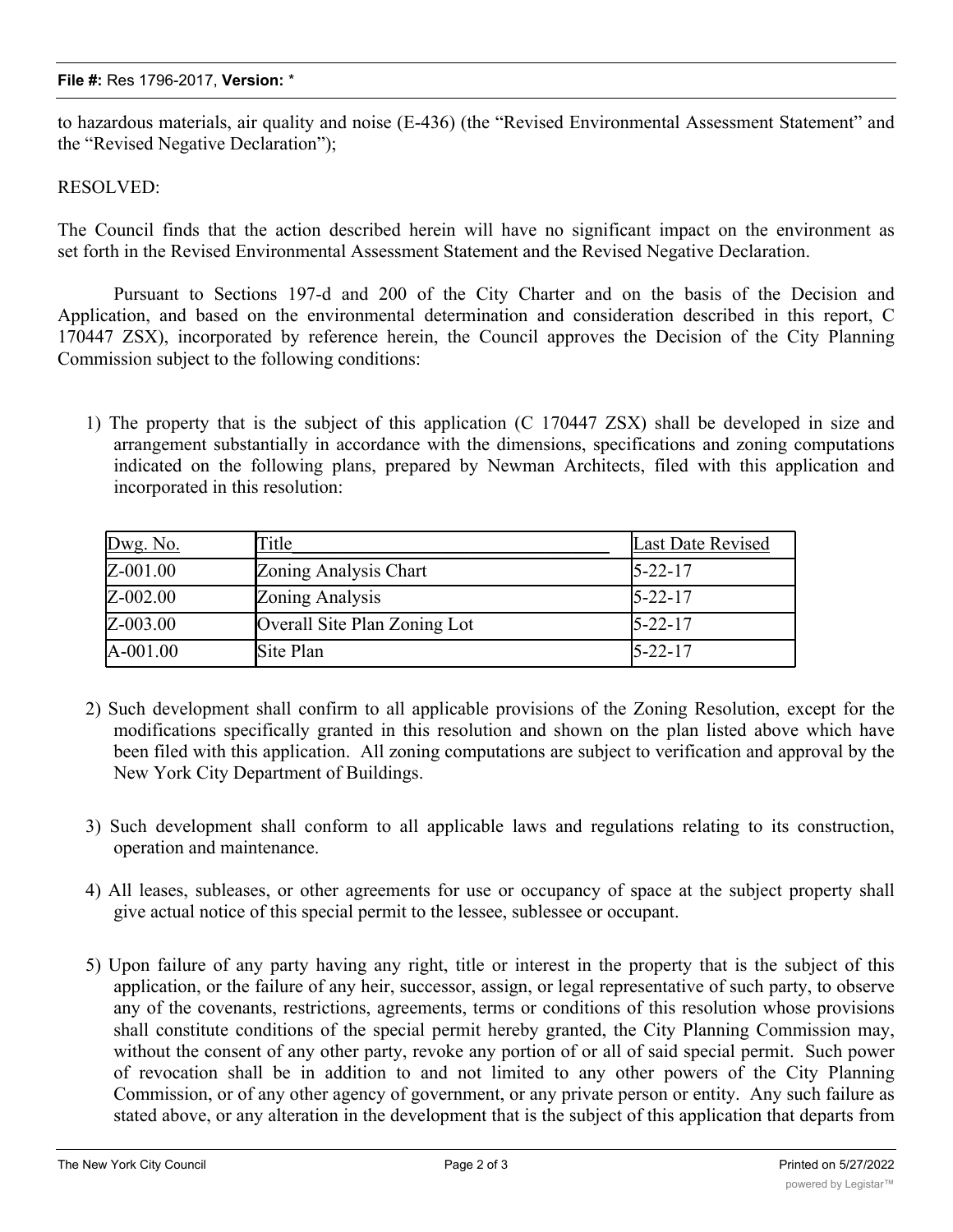to hazardous materials, air quality and noise (E-436) (the "Revised Environmental Assessment Statement" and the "Revised Negative Declaration");

RESOLVED:

The Council finds that the action described herein will have no significant impact on the environment as set forth in the Revised Environmental Assessment Statement and the Revised Negative Declaration.

Pursuant to Sections 197-d and 200 of the City Charter and on the basis of the Decision and Application, and based on the environmental determination and consideration described in this report, C 170447 ZSX), incorporated by reference herein, the Council approves the Decision of the City Planning Commission subject to the following conditions:

1) The property that is the subject of this application (C 170447 ZSX) shall be developed in size and arrangement substantially in accordance with the dimensions, specifications and zoning computations indicated on the following plans, prepared by Newman Architects, filed with this application and incorporated in this resolution:

| Dwg. No. | Title | Last Date Revised |
|---|---|---|
| Z-001.00 | Zoning Analysis Chart | 5-22-17 |
| Z-002.00 | Zoning Analysis | 5-22-17 |
| Z-003.00 | Overall Site Plan Zoning Lot | 5-22-17 |
| A-001.00 | Site Plan | 5-22-17 |

2) Such development shall confirm to all applicable provisions of the Zoning Resolution, except for the modifications specifically granted in this resolution and shown on the plan listed above which have been filed with this application. All zoning computations are subject to verification and approval by the New York City Department of Buildings.

3) Such development shall conform to all applicable laws and regulations relating to its construction, operation and maintenance.

4) All leases, subleases, or other agreements for use or occupancy of space at the subject property shall give actual notice of this special permit to the lessee, sublessee or occupant.

5) Upon failure of any party having any right, title or interest in the property that is the subject of this application, or the failure of any heir, successor, assign, or legal representative of such party, to observe any of the covenants, restrictions, agreements, terms or conditions of this resolution whose provisions shall constitute conditions of the special permit hereby granted, the City Planning Commission may, without the consent of any other party, revoke any portion of or all of said special permit. Such power of revocation shall be in addition to and not limited to any other powers of the City Planning Commission, or of any other agency of government, or any private person or entity. Any such failure as stated above, or any alteration in the development that is the subject of this application that departs from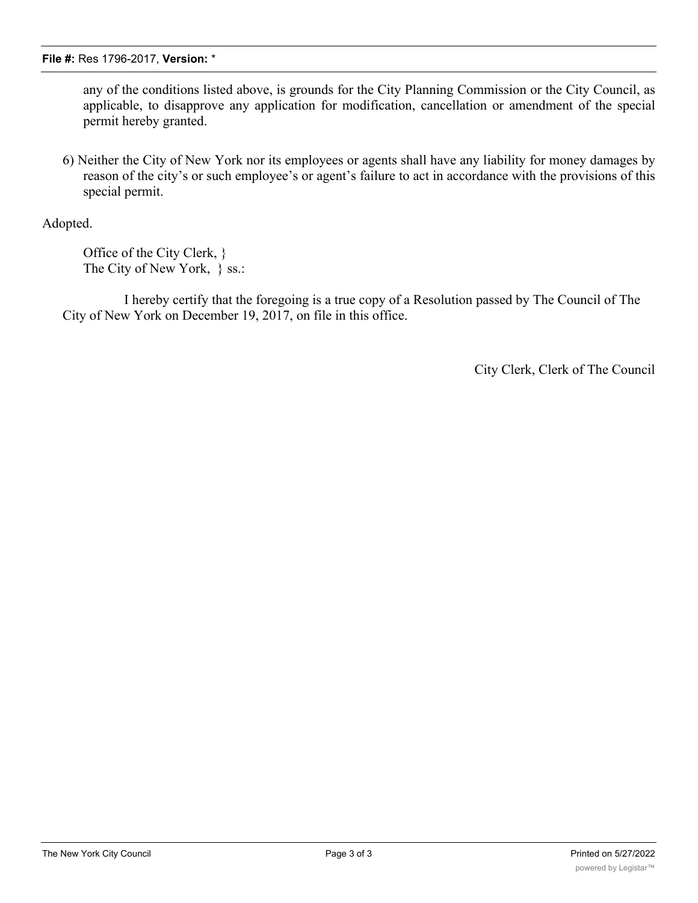any of the conditions listed above, is grounds for the City Planning Commission or the City Council, as applicable, to disapprove any application for modification, cancellation or amendment of the special permit hereby granted.

6) Neither the City of New York nor its employees or agents shall have any liability for money damages by reason of the city's or such employee's or agent's failure to act in accordance with the provisions of this special permit.

Adopted.

Office of the City Clerk, }
The City of New York, } ss.:

I hereby certify that the foregoing is a true copy of a Resolution passed by The Council of The City of New York on December 19, 2017, on file in this office.

City Clerk, Clerk of The Council